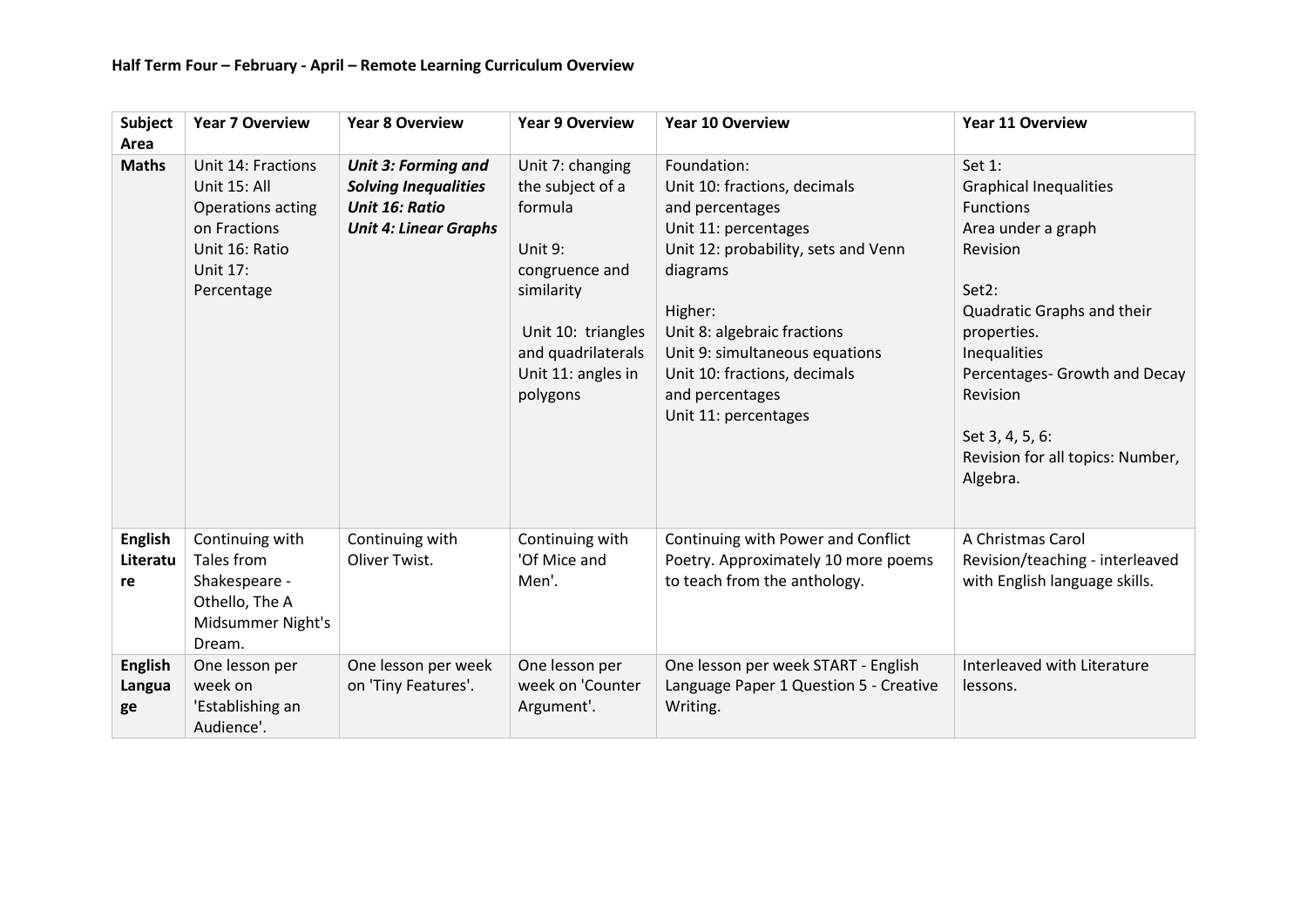**Half Term Four – February - April – Remote Learning Curriculum Overview**

| Subject Area | Year 7 Overview | Year 8 Overview | Year 9 Overview | Year 10 Overview | Year 11 Overview |
|---|---|---|---|---|---|
| **Maths** | Unit 14: Fractions<br>Unit 15: All Operations acting on Fractions<br>Unit 16: Ratio<br>Unit 17: Percentage | ***Unit 3: Forming and Solving Inequalities***<br>***Unit 16: Ratio***<br>***Unit 4: Linear Graphs*** | Unit 7: changing the subject of a formula<br><br>Unit 9: congruence and similarity<br><br>Unit 10: triangles and quadrilaterals<br>Unit 11: angles in polygons | Foundation:<br>Unit 10: fractions, decimals and percentages<br>Unit 11: percentages<br>Unit 12: probability, sets and Venn diagrams<br><br>Higher:<br>Unit 8: algebraic fractions<br>Unit 9: simultaneous equations<br>Unit 10: fractions, decimals and percentages<br>Unit 11: percentages | Set 1:<br>Graphical Inequalities<br>Functions<br>Area under a graph<br>Revision<br><br>Set2:<br>Quadratic Graphs and their properties.<br>Inequalities<br>Percentages- Growth and Decay<br>Revision<br><br>Set 3, 4, 5, 6:<br>Revision for all topics: Number, Algebra. |
| **English Literature** | Continuing with Tales from Shakespeare - Othello, The A Midsummer Night's Dream. | Continuing with Oliver Twist. | Continuing with 'Of Mice and Men'. | Continuing with Power and Conflict Poetry. Approximately 10 more poems to teach from the anthology. | A Christmas Carol Revision/teaching - interleaved with English language skills. |
| **English Language** | One lesson per week on 'Establishing an Audience'. | One lesson per week on 'Tiny Features'. | One lesson per week on 'Counter Argument'. | One lesson per week START - English Language Paper 1 Question 5 - Creative Writing. | Interleaved with Literature lessons. |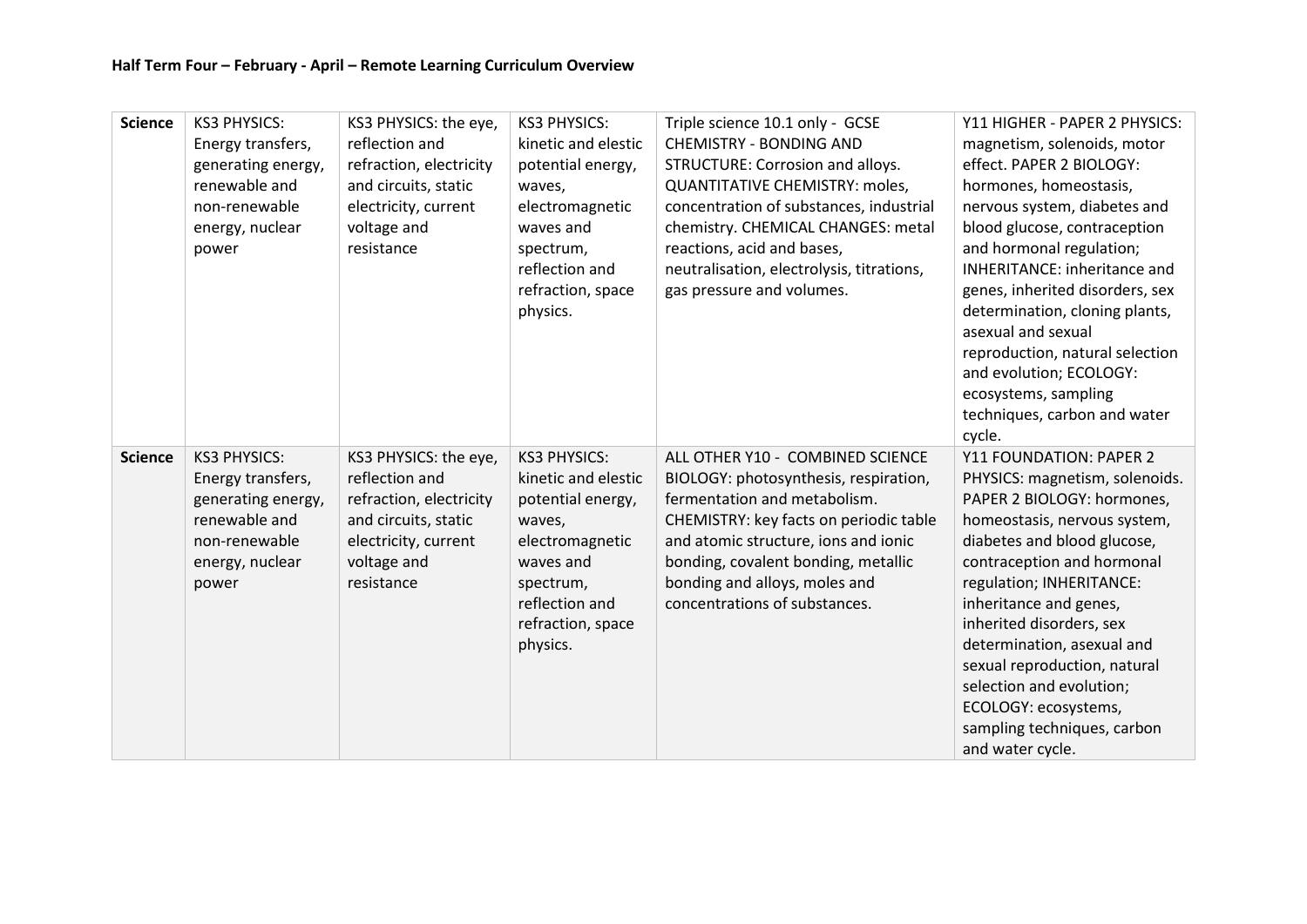**Half Term Four – February - April – Remote Learning Curriculum Overview**

| | | | | | |
|---|---|---|---|---|---|
| **Science** | KS3 PHYSICS: Energy transfers, generating energy, renewable and non-renewable energy, nuclear power | KS3 PHYSICS: the eye, reflection and refraction, electricity and circuits, static electricity, current voltage and resistance | KS3 PHYSICS: kinetic and elestic potential energy, waves, electromagnetic waves and spectrum, reflection and refraction, space physics. | Triple science 10.1 only - GCSE CHEMISTRY - BONDING AND STRUCTURE: Corrosion and alloys. QUANTITATIVE CHEMISTRY: moles, concentration of substances, industrial chemistry. CHEMICAL CHANGES: metal reactions, acid and bases, neutralisation, electrolysis, titrations, gas pressure and volumes. | Y11 HIGHER - PAPER 2 PHYSICS: magnetism, solenoids, motor effect. PAPER 2 BIOLOGY: hormones, homeostasis, nervous system, diabetes and blood glucose, contraception and hormonal regulation; INHERITANCE: inheritance and genes, inherited disorders, sex determination, cloning plants, asexual and sexual reproduction, natural selection and evolution; ECOLOGY: ecosystems, sampling techniques, carbon and water cycle. |
| **Science** | KS3 PHYSICS: Energy transfers, generating energy, renewable and non-renewable energy, nuclear power | KS3 PHYSICS: the eye, reflection and refraction, electricity and circuits, static electricity, current voltage and resistance | KS3 PHYSICS: kinetic and elestic potential energy, waves, electromagnetic waves and spectrum, reflection and refraction, space physics. | ALL OTHER Y10 - COMBINED SCIENCE BIOLOGY: photosynthesis, respiration, fermentation and metabolism. CHEMISTRY: key facts on periodic table and atomic structure, ions and ionic bonding, covalent bonding, metallic bonding and alloys, moles and concentrations of substances. | Y11 FOUNDATION: PAPER 2 PHYSICS: magnetism, solenoids. PAPER 2 BIOLOGY: hormones, homeostasis, nervous system, diabetes and blood glucose, contraception and hormonal regulation; INHERITANCE: inheritance and genes, inherited disorders, sex determination, asexual and sexual reproduction, natural selection and evolution; ECOLOGY: ecosystems, sampling techniques, carbon and water cycle. |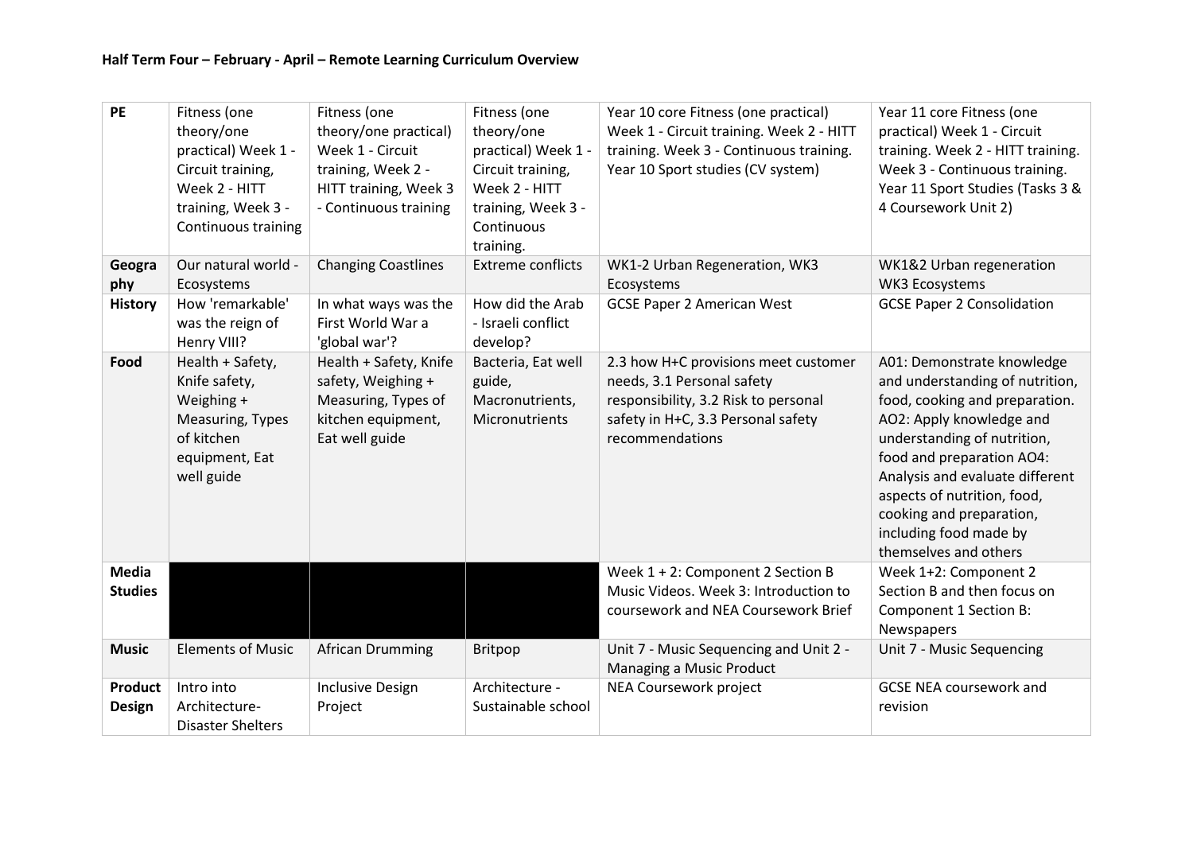**Half Term Four – February - April – Remote Learning Curriculum Overview**

| | | | | | |
|---|---|---|---|---|---|
| **PE** | Fitness (one theory/one practical) Week 1 - Circuit training, Week 2 - HITT training, Week 3 - Continuous training | Fitness (one theory/one practical) Week 1 - Circuit training, Week 2 - HITT training, Week 3 - Continuous training | Fitness (one theory/one practical) Week 1 - Circuit training, Week 2 - HITT training, Week 3 - Continuous training. | Year 10 core Fitness (one practical) Week 1 - Circuit training. Week 2 - HITT training. Week 3 - Continuous training. Year 10 Sport studies (CV system) | Year 11 core Fitness (one practical) Week 1 - Circuit training. Week 2 - HITT training. Week 3 - Continuous training. Year 11 Sport Studies (Tasks 3 & 4 Coursework Unit 2) |
| **Geography** | Our natural world - Ecosystems | Changing Coastlines | Extreme conflicts | WK1-2 Urban Regeneration, WK3 Ecosystems | WK1&2 Urban regeneration WK3 Ecosystems |
| **History** | How 'remarkable' was the reign of Henry VIII? | In what ways was the First World War a 'global war'? | How did the Arab - Israeli conflict develop? | GCSE Paper 2 American West | GCSE Paper 2 Consolidation |
| **Food** | Health + Safety, Knife safety, Weighing + Measuring, Types of kitchen equipment, Eat well guide | Health + Safety, Knife safety, Weighing + Measuring, Types of kitchen equipment, Eat well guide | Bacteria, Eat well guide, Macronutrients, Micronutrients | 2.3 how H+C provisions meet customer needs, 3.1 Personal safety responsibility, 3.2 Risk to personal safety in H+C, 3.3 Personal safety recommendations | A01: Demonstrate knowledge and understanding of nutrition, food, cooking and preparation. AO2: Apply knowledge and understanding of nutrition, food and preparation AO4: Analysis and evaluate different aspects of nutrition, food, cooking and preparation, including food made by themselves and others |
| **Media Studies** | | | | Week 1 + 2: Component 2 Section B Music Videos. Week 3: Introduction to coursework and NEA Coursework Brief | Week 1+2: Component 2 Section B and then focus on Component 1 Section B: Newspapers |
| **Music** | Elements of Music | African Drumming | Britpop | Unit 7 - Music Sequencing and Unit 2 - Managing a Music Product | Unit 7 - Music Sequencing |
| **Product Design** | Intro into Architecture- Disaster Shelters | Inclusive Design Project | Architecture - Sustainable school | NEA Coursework project | GCSE NEA coursework and revision |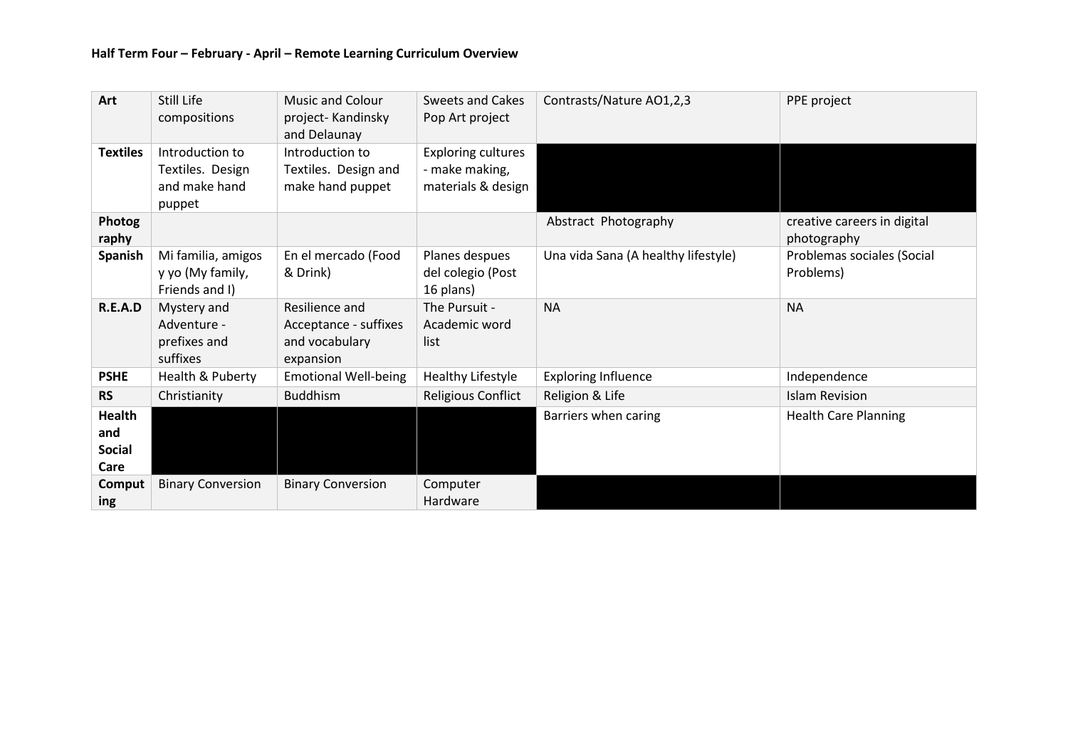**Half Term Four – February - April – Remote Learning Curriculum Overview**

| | | | | | |
|---|---|---|---|---|---|
| **Art** | Still Life compositions | Music and Colour project- Kandinsky and Delaunay | Sweets and Cakes Pop Art project | Contrasts/Nature AO1,2,3 | PPE project |
| **Textiles** | Introduction to Textiles. Design and make hand puppet | Introduction to Textiles. Design and make hand puppet | Exploring cultures - make making, materials & design | | |
| **Photography** | | | | Abstract Photography | creative careers in digital photography |
| **Spanish** | Mi familia, amigos y yo (My family, Friends and I) | En el mercado (Food & Drink) | Planes despues del colegio (Post 16 plans) | Una vida Sana (A healthy lifestyle) | Problemas sociales (Social Problems) |
| **R.E.A.D** | Mystery and Adventure - prefixes and suffixes | Resilience and Acceptance - suffixes and vocabulary expansion | The Pursuit - Academic word list | NA | NA |
| **PSHE** | Health & Puberty | Emotional Well-being | Healthy Lifestyle | Exploring Influence | Independence |
| **RS** | Christianity | Buddhism | Religious Conflict | Religion & Life | Islam Revision |
| **Health and Social Care** | | | | Barriers when caring | Health Care Planning |
| **Computing** | Binary Conversion | Binary Conversion | Computer Hardware | | |